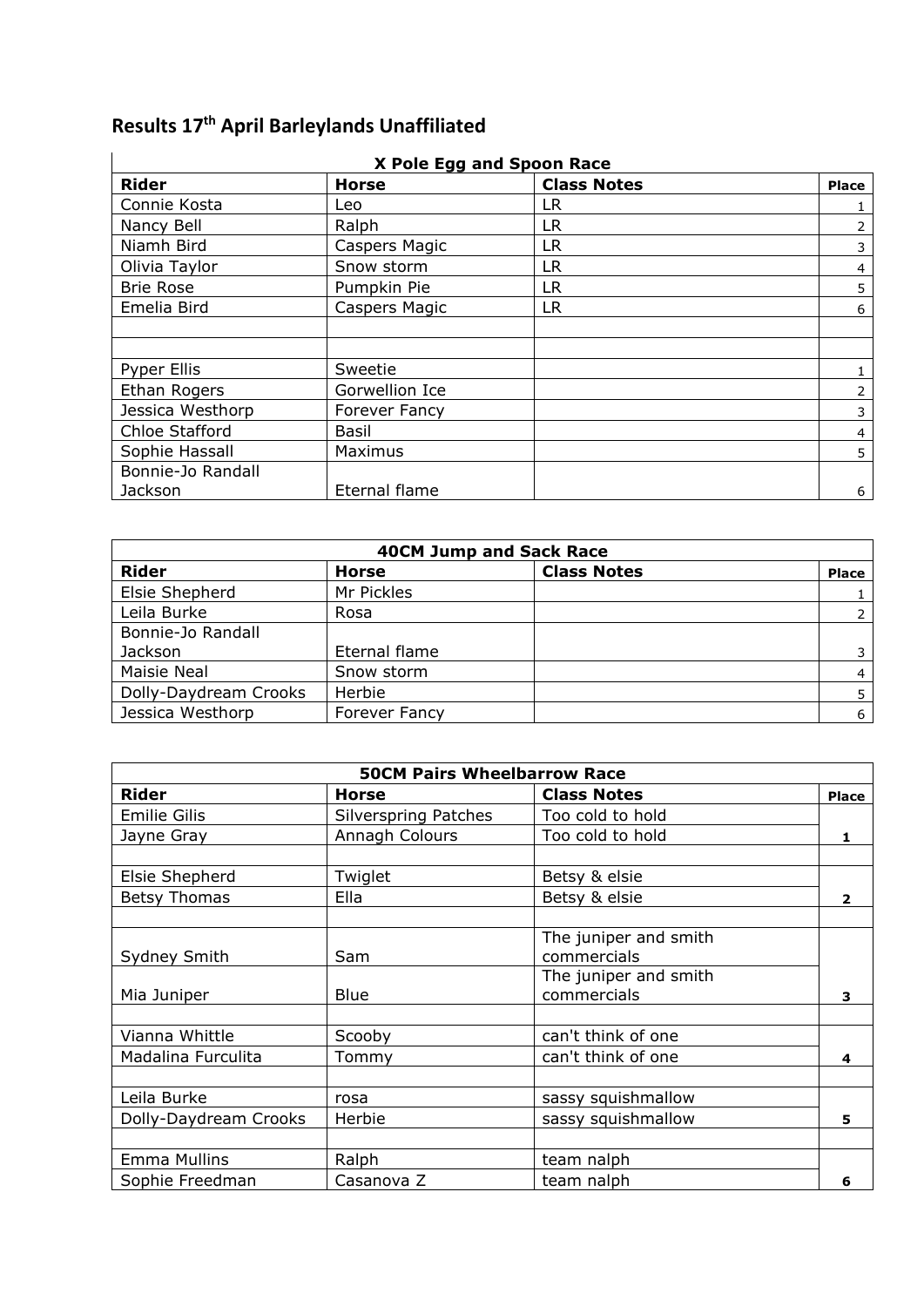# Results 17th April Barleylands Unaffiliated

| X Pole Egg and Spoon Race | | | |
|---|---|---|---|
| **Rider** | **Horse** | **Class Notes** | **Place** |
| Connie Kosta | Leo | LR | 1 |
| Nancy Bell | Ralph | LR | 2 |
| Niamh Bird | Caspers Magic | LR | 3 |
| Olivia Taylor | Snow storm | LR | 4 |
| Brie Rose | Pumpkin Pie | LR | 5 |
| Emelia Bird | Caspers Magic | LR | 6 |
| | | | |
| | | | |
| Pyper Ellis | Sweetie | | 1 |
| Ethan Rogers | Gorwellion Ice | | 2 |
| Jessica Westhorp | Forever Fancy | | 3 |
| Chloe Stafford | Basil | | 4 |
| Sophie Hassall | Maximus | | 5 |
| Bonnie-Jo Randall Jackson | Eternal flame | | 6 |

| 40CM Jump and Sack Race | | | |
|---|---|---|---|
| **Rider** | **Horse** | **Class Notes** | **Place** |
| Elsie Shepherd | Mr Pickles | | 1 |
| Leila Burke | Rosa | | 2 |
| Bonnie-Jo Randall Jackson | Eternal flame | | 3 |
| Maisie Neal | Snow storm | | 4 |
| Dolly-Daydream Crooks | Herbie | | 5 |
| Jessica Westhorp | Forever Fancy | | 6 |

| 50CM Pairs Wheelbarrow Race | | | |
|---|---|---|---|
| **Rider** | **Horse** | **Class Notes** | **Place** |
| Emilie Gilis | Silverspring Patches | Too cold to hold | |
| Jayne Gray | Annagh Colours | Too cold to hold | **1** |
| | | | |
| Elsie Shepherd | Twiglet | Betsy & elsie | |
| Betsy Thomas | Ella | Betsy & elsie | **2** |
| | | | |
| Sydney Smith | Sam | The juniper and smith commercials | |
| Mia Juniper | Blue | The juniper and smith commercials | **3** |
| | | | |
| Vianna Whittle | Scooby | can't think of one | |
| Madalina Furculita | Tommy | can't think of one | **4** |
| | | | |
| Leila Burke | rosa | sassy squishmallow | |
| Dolly-Daydream Crooks | Herbie | sassy squishmallow | **5** |
| | | | |
| Emma Mullins | Ralph | team nalph | |
| Sophie Freedman | Casanova Z | team nalph | **6** |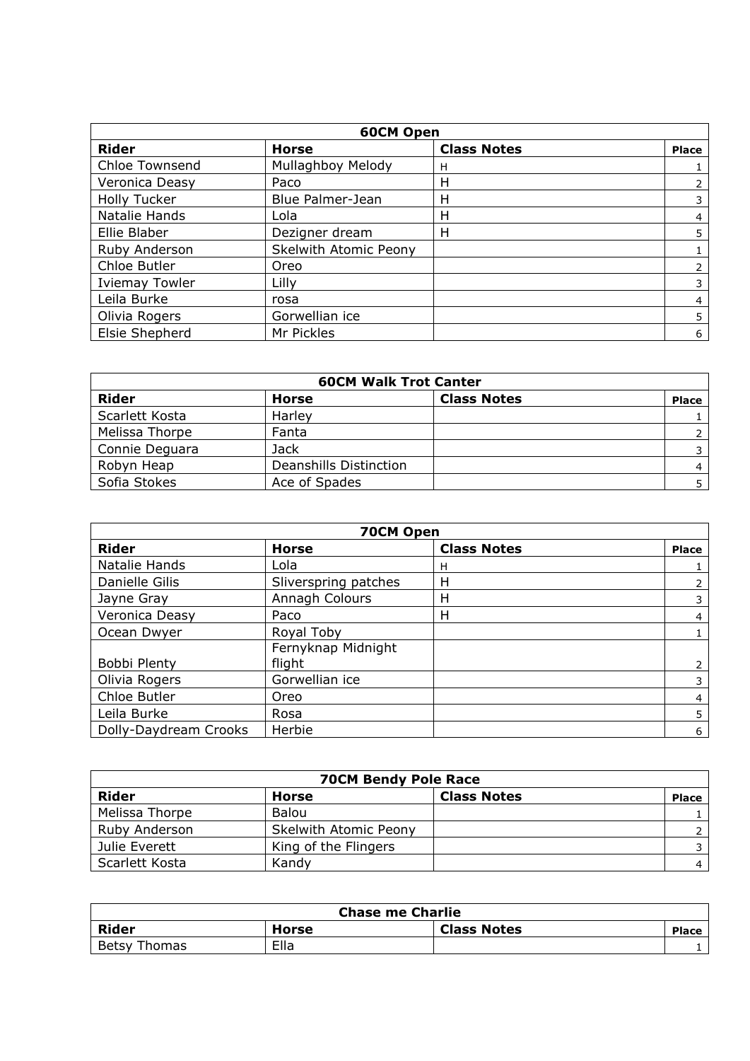| 60CM Open | | | |
|---|---|---|---|
| **Rider** | **Horse** | **Class Notes** | **Place** |
| Chloe Townsend | Mullaghboy Melody | H | 1 |
| Veronica Deasy | Paco | H | 2 |
| Holly Tucker | Blue Palmer-Jean | H | 3 |
| Natalie Hands | Lola | H | 4 |
| Ellie Blaber | Dezigner dream | H | 5 |
| Ruby Anderson | Skelwith Atomic Peony | | 1 |
| Chloe Butler | Oreo | | 2 |
| Iviemay Towler | Lilly | | 3 |
| Leila Burke | rosa | | 4 |
| Olivia Rogers | Gorwellian ice | | 5 |
| Elsie Shepherd | Mr Pickles | | 6 |

| 60CM Walk Trot Canter | | | |
|---|---|---|---|
| **Rider** | **Horse** | **Class Notes** | **Place** |
| Scarlett Kosta | Harley | | 1 |
| Melissa Thorpe | Fanta | | 2 |
| Connie Deguara | Jack | | 3 |
| Robyn Heap | Deanshills Distinction | | 4 |
| Sofia Stokes | Ace of Spades | | 5 |

| 70CM Open | | | |
|---|---|---|---|
| **Rider** | **Horse** | **Class Notes** | **Place** |
| Natalie Hands | Lola | H | 1 |
| Danielle Gilis | Sliverspring patches | H | 2 |
| Jayne Gray | Annagh Colours | H | 3 |
| Veronica Deasy | Paco | H | 4 |
| Ocean Dwyer | Royal Toby | | 1 |
| Bobbi Plenty | Fernyknap Midnight flight | | 2 |
| Olivia Rogers | Gorwellian ice | | 3 |
| Chloe Butler | Oreo | | 4 |
| Leila Burke | Rosa | | 5 |
| Dolly-Daydream Crooks | Herbie | | 6 |

| 70CM Bendy Pole Race | | | |
|---|---|---|---|
| **Rider** | **Horse** | **Class Notes** | **Place** |
| Melissa Thorpe | Balou | | 1 |
| Ruby Anderson | Skelwith Atomic Peony | | 2 |
| Julie Everett | King of the Flingers | | 3 |
| Scarlett Kosta | Kandy | | 4 |

| Chase me Charlie | | | |
|---|---|---|---|
| **Rider** | **Horse** | **Class Notes** | **Place** |
| Betsy Thomas | Ella | | 1 |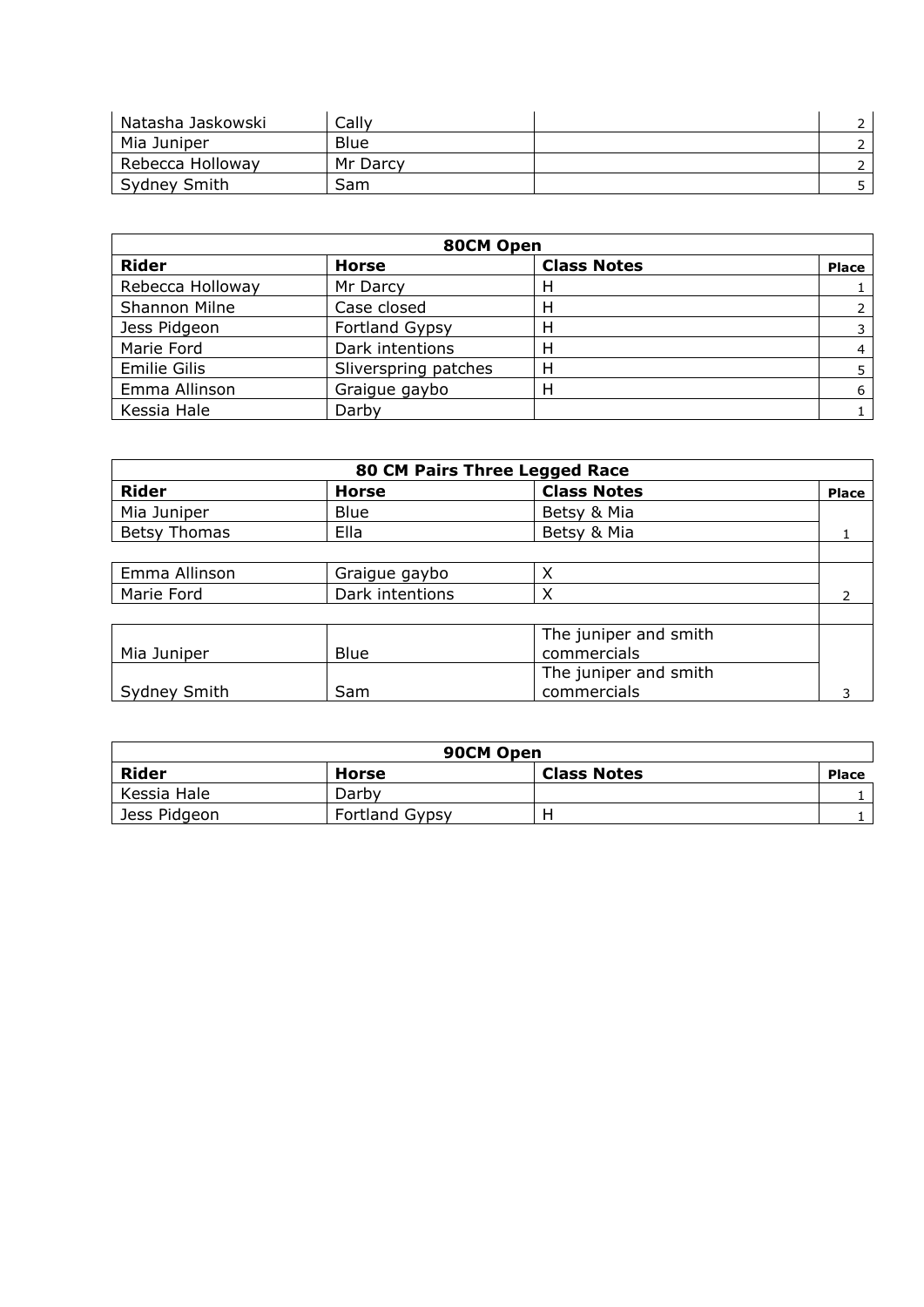| | | | |
|---|---|---|---|
| Natasha Jaskowski | Cally | | 2 |
| Mia Juniper | Blue | | 2 |
| Rebecca Holloway | Mr Darcy | | 2 |
| Sydney Smith | Sam | | 5 |

| 80CM Open | | | |
|---|---|---|---|
| **Rider** | **Horse** | **Class Notes** | **Place** |
| Rebecca Holloway | Mr Darcy | H | 1 |
| Shannon Milne | Case closed | H | 2 |
| Jess Pidgeon | Fortland Gypsy | H | 3 |
| Marie Ford | Dark intentions | H | 4 |
| Emilie Gilis | Sliverspring patches | H | 5 |
| Emma Allinson | Graigue gaybo | H | 6 |
| Kessia Hale | Darby | | 1 |

| 80 CM Pairs Three Legged Race | | | |
|---|---|---|---|
| **Rider** | **Horse** | **Class Notes** | **Place** |
| Mia Juniper | Blue | Betsy & Mia | |
| Betsy Thomas | Ella | Betsy & Mia | 1 |
| | | | |
| Emma Allinson | Graigue gaybo | X | |
| Marie Ford | Dark intentions | X | 2 |
| | | | |
| Mia Juniper | Blue | The juniper and smith commercials | |
| Sydney Smith | Sam | The juniper and smith commercials | 3 |

| 90CM Open | | | |
|---|---|---|---|
| **Rider** | **Horse** | **Class Notes** | **Place** |
| Kessia Hale | Darby | | 1 |
| Jess Pidgeon | Fortland Gypsy | H | 1 |